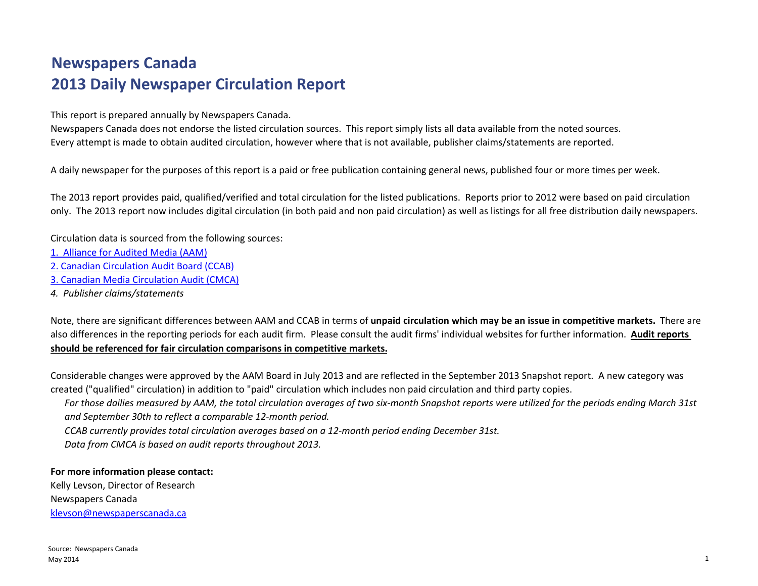# Newspapers Canada
# 2013 Daily Newspaper Circulation Report

This report is prepared annually by Newspapers Canada.
Newspapers Canada does not endorse the listed circulation sources. This report simply lists all data available from the noted sources.
Every attempt is made to obtain audited circulation, however where that is not available, publisher claims/statements are reported.

A daily newspaper for the purposes of this report is a paid or free publication containing general news, published four or more times per week.

The 2013 report provides paid, qualified/verified and total circulation for the listed publications. Reports prior to 2012 were based on paid circulation only. The 2013 report now includes digital circulation (in both paid and non paid circulation) as well as listings for all free distribution daily newspapers.

Circulation data is sourced from the following sources:

1. Alliance for Audited Media (AAM)
2. Canadian Circulation Audit Board (CCAB)
3. Canadian Media Circulation Audit (CMCA)
4. *Publisher claims/statements*

Note, there are significant differences between AAM and CCAB in terms of **unpaid circulation which may be an issue in competitive markets.** There are also differences in the reporting periods for each audit firm. Please consult the audit firms' individual websites for further information. **Audit reports should be referenced for fair circulation comparisons in competitive markets.**

Considerable changes were approved by the AAM Board in July 2013 and are reflected in the September 2013 Snapshot report. A new category was created ("qualified" circulation) in addition to "paid" circulation which includes non paid circulation and third party copies.

*For those dailies measured by AAM, the total circulation averages of two six-month Snapshot reports were utilized for the periods ending March 31st and September 30th to reflect a comparable 12-month period.*

*CCAB currently provides total circulation averages based on a 12-month period ending December 31st.*

*Data from CMCA is based on audit reports throughout 2013.*

**For more information please contact:**
Kelly Levson, Director of Research
Newspapers Canada
klevson@newspaperscanada.ca

Source: Newspapers Canada
May 2014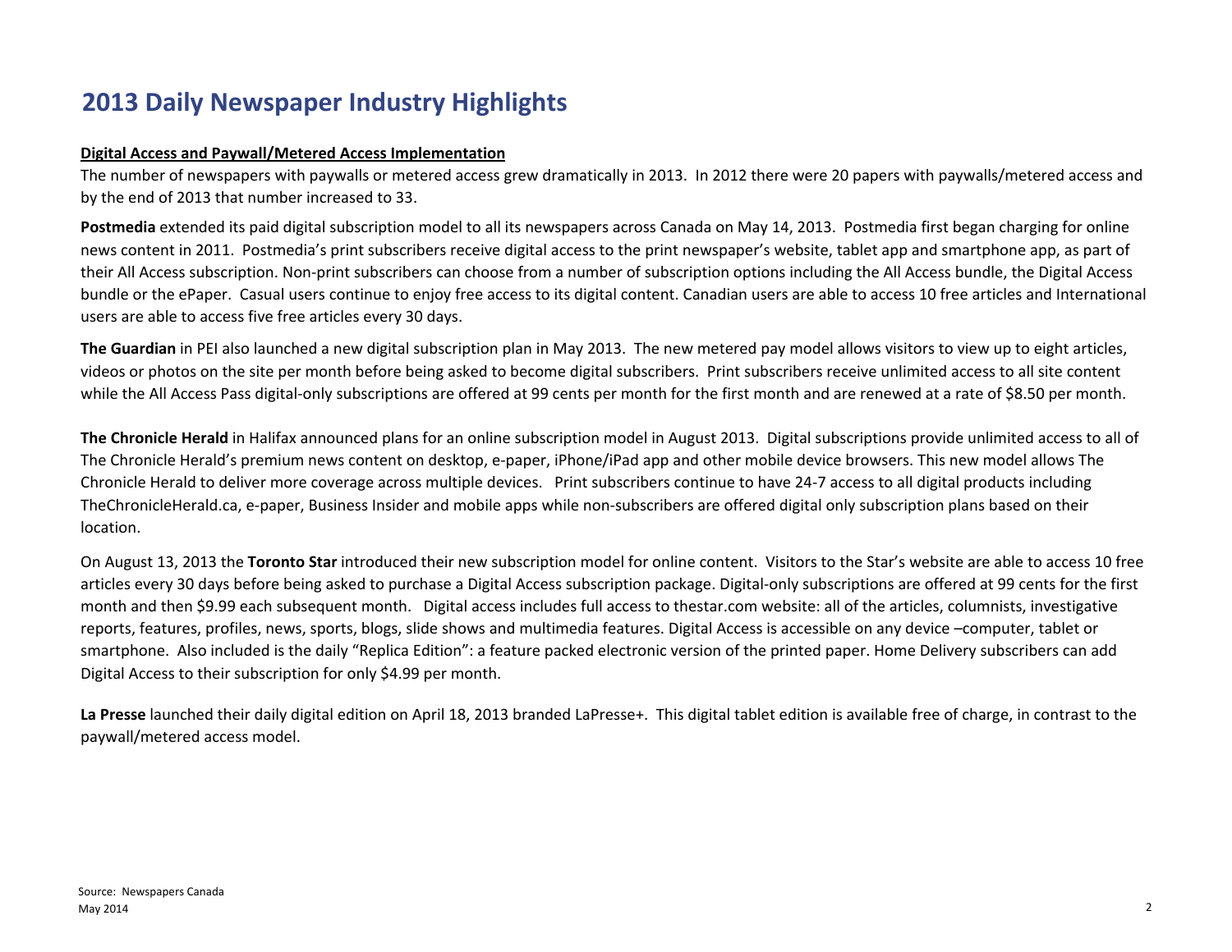# 2013 Daily Newspaper Industry Highlights

**Digital Access and Paywall/Metered Access Implementation**

The number of newspapers with paywalls or metered access grew dramatically in 2013. In 2012 there were 20 papers with paywalls/metered access and by the end of 2013 that number increased to 33.

**Postmedia** extended its paid digital subscription model to all its newspapers across Canada on May 14, 2013. Postmedia first began charging for online news content in 2011. Postmedia's print subscribers receive digital access to the print newspaper's website, tablet app and smartphone app, as part of their All Access subscription. Non-print subscribers can choose from a number of subscription options including the All Access bundle, the Digital Access bundle or the ePaper. Casual users continue to enjoy free access to its digital content. Canadian users are able to access 10 free articles and International users are able to access five free articles every 30 days.

**The Guardian** in PEI also launched a new digital subscription plan in May 2013. The new metered pay model allows visitors to view up to eight articles, videos or photos on the site per month before being asked to become digital subscribers. Print subscribers receive unlimited access to all site content while the All Access Pass digital-only subscriptions are offered at 99 cents per month for the first month and are renewed at a rate of $8.50 per month.

**The Chronicle Herald** in Halifax announced plans for an online subscription model in August 2013. Digital subscriptions provide unlimited access to all of The Chronicle Herald's premium news content on desktop, e-paper, iPhone/iPad app and other mobile device browsers. This new model allows The Chronicle Herald to deliver more coverage across multiple devices. Print subscribers continue to have 24-7 access to all digital products including TheChronicleHerald.ca, e-paper, Business Insider and mobile apps while non-subscribers are offered digital only subscription plans based on their location.

On August 13, 2013 the **Toronto Star** introduced their new subscription model for online content. Visitors to the Star's website are able to access 10 free articles every 30 days before being asked to purchase a Digital Access subscription package. Digital-only subscriptions are offered at 99 cents for the first month and then $9.99 each subsequent month. Digital access includes full access to thestar.com website: all of the articles, columnists, investigative reports, features, profiles, news, sports, blogs, slide shows and multimedia features. Digital Access is accessible on any device –computer, tablet or smartphone. Also included is the daily "Replica Edition": a feature packed electronic version of the printed paper. Home Delivery subscribers can add Digital Access to their subscription for only $4.99 per month.

**La Presse** launched their daily digital edition on April 18, 2013 branded LaPresse+. This digital tablet edition is available free of charge, in contrast to the paywall/metered access model.

Source: Newspapers Canada
May 2014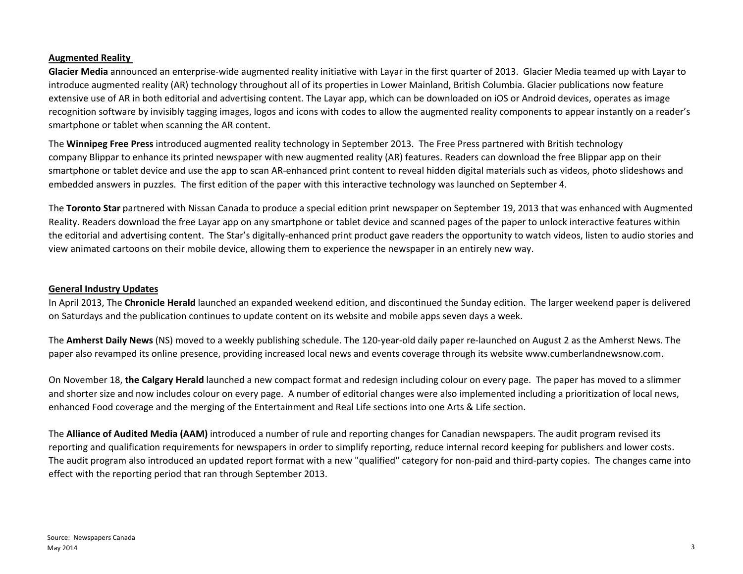## Augmented Reality

**Glacier Media** announced an enterprise-wide augmented reality initiative with Layar in the first quarter of 2013. Glacier Media teamed up with Layar to introduce augmented reality (AR) technology throughout all of its properties in Lower Mainland, British Columbia. Glacier publications now feature extensive use of AR in both editorial and advertising content. The Layar app, which can be downloaded on iOS or Android devices, operates as image recognition software by invisibly tagging images, logos and icons with codes to allow the augmented reality components to appear instantly on a reader's smartphone or tablet when scanning the AR content.

The **Winnipeg Free Press** introduced augmented reality technology in September 2013. The Free Press partnered with British technology company Blippar to enhance its printed newspaper with new augmented reality (AR) features. Readers can download the free Blippar app on their smartphone or tablet device and use the app to scan AR-enhanced print content to reveal hidden digital materials such as videos, photo slideshows and embedded answers in puzzles. The first edition of the paper with this interactive technology was launched on September 4.

The **Toronto Star** partnered with Nissan Canada to produce a special edition print newspaper on September 19, 2013 that was enhanced with Augmented Reality. Readers download the free Layar app on any smartphone or tablet device and scanned pages of the paper to unlock interactive features within the editorial and advertising content. The Star's digitally-enhanced print product gave readers the opportunity to watch videos, listen to audio stories and view animated cartoons on their mobile device, allowing them to experience the newspaper in an entirely new way.

## General Industry Updates

In April 2013, The **Chronicle Herald** launched an expanded weekend edition, and discontinued the Sunday edition. The larger weekend paper is delivered on Saturdays and the publication continues to update content on its website and mobile apps seven days a week.

The **Amherst Daily News** (NS) moved to a weekly publishing schedule. The 120-year-old daily paper re-launched on August 2 as the Amherst News. The paper also revamped its online presence, providing increased local news and events coverage through its website www.cumberlandnewsnow.com.

On November 18, **the Calgary Herald** launched a new compact format and redesign including colour on every page. The paper has moved to a slimmer and shorter size and now includes colour on every page. A number of editorial changes were also implemented including a prioritization of local news, enhanced Food coverage and the merging of the Entertainment and Real Life sections into one Arts & Life section.

The **Alliance of Audited Media (AAM)** introduced a number of rule and reporting changes for Canadian newspapers. The audit program revised its reporting and qualification requirements for newspapers in order to simplify reporting, reduce internal record keeping for publishers and lower costs. The audit program also introduced an updated report format with a new "qualified" category for non-paid and third-party copies. The changes came into effect with the reporting period that ran through September 2013.

Source: Newspapers Canada
May 2014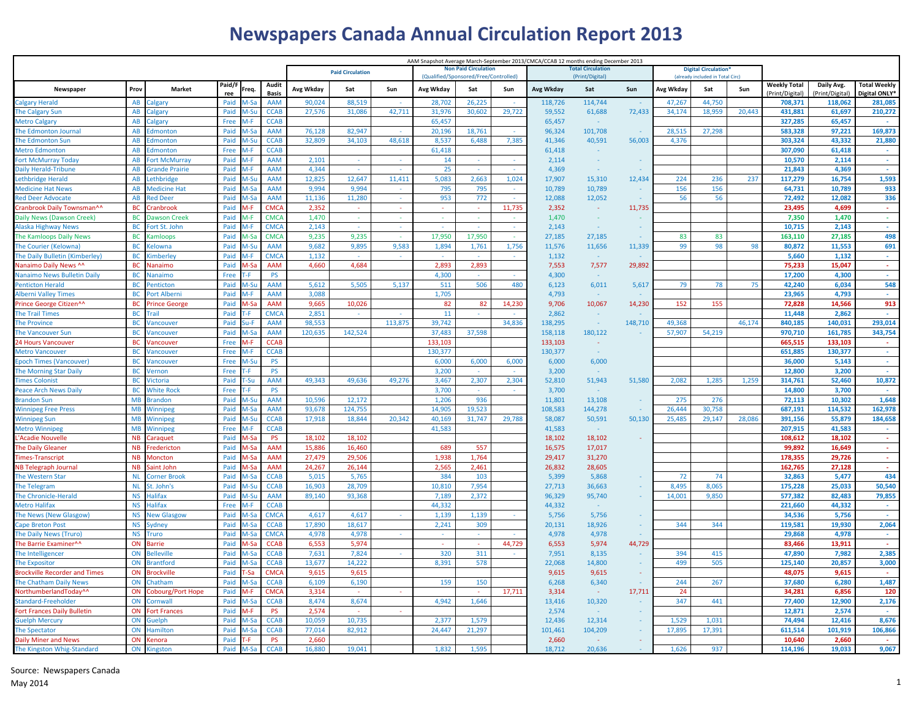# Newspapers Canada Annual Circulation Report 2013

| | | | | | | AAM Snapshot Average March-September 2013/CMCA/CCAB 12 months ending December 2013 | | | | | | | | | | | | | | |
|---|---|---|---|---|---|---|---|---|---|---|---|---|---|---|---|---|---|---|---|---|
| | | | | | | Paid Circulation | | | Non Paid Circulation (Qualified/Sponsored/Free/Controlled) | | | Total Circulation (Print/Digital) | | | Digital Circulation* (already included in Total Circ) | | | | | |
| Newspaper | Prov | Market | Paid/Free | Freq. | Audit Basis | Avg Wkday | Sat | Sun | Avg Wkday | Sat | Sun | Avg Wkday | Sat | Sun | Avg Wkday | Sat | Sun | Weekly Total (Print/Digital) | Daily Avg. (Print/Digital) | Total Weekly Digital ONLY* |
| Calgary Herald | AB | Calgary | Paid | M-Sa | AAM | 90,024 | 88,519 | - | 28,702 | 26,225 | - | 118,726 | 114,744 | - | 47,267 | 44,750 | | 708,371 | 118,062 | 281,085 |
| The Calgary Sun | AB | Calgary | Paid | M-Su | CCAB | 27,576 | 31,086 | 42,711 | 31,976 | 30,602 | 29,722 | 59,552 | 61,688 | 72,433 | 34,174 | 18,959 | 20,443 | 431,881 | 61,697 | 210,272 |
| Metro Calgary | AB | Calgary | Free | M-F | CCAB | | | | 65,457 | | | 65,457 | - | | | | | 327,285 | 65,457 | - |
| The Edmonton Journal | AB | Edmonton | Paid | M-Sa | AAM | 76,128 | 82,947 | - | 20,196 | 18,761 | - | 96,324 | 101,708 | - | 28,515 | 27,298 | | 583,328 | 97,221 | 169,873 |
| The Edmonton Sun | AB | Edmonton | Paid | M-Su | CCAB | 32,809 | 34,103 | 48,618 | 8,537 | 6,488 | 7,385 | 41,346 | 40,591 | 56,003 | 4,376 | | | 303,324 | 43,332 | 21,880 |
| Metro Edmonton | AB | Edmonton | Free | M-F | CCAB | | | | 61,418 | | | 61,418 | - | | | | | 307,090 | 61,418 | - |
| Fort McMurray Today | AB | Fort McMurray | Paid | M-F | AAM | 2,101 | - | - | 14 | - | - | 2,114 | - | - | | | | 10,570 | 2,114 | - |
| Daily Herald-Tribune | AB | Grande Prairie | Paid | M-F | AAM | 4,344 | - | - | 25 | - | - | 4,369 | - | - | | | | 21,843 | 4,369 | - |
| Lethbridge Herald | AB | Lethbridge | Paid | M-Su | AAM | 12,825 | 12,647 | 11,411 | 5,083 | 2,663 | 1,024 | 17,907 | 15,310 | 12,434 | 224 | 236 | 237 | 117,279 | 16,754 | 1,593 |
| Medicine Hat News | AB | Medicine Hat | Paid | M-Sa | AAM | 9,994 | 9,994 | - | 795 | 795 | - | 10,789 | 10,789 | - | 156 | 156 | | 64,731 | 10,789 | 933 |
| Red Deer Advocate | AB | Red Deer | Paid | M-Sa | AAM | 11,136 | 11,280 | - | 953 | 772 | - | 12,088 | 12,052 | - | 56 | 56 | | 72,492 | 12,082 | 336 |
| Cranbrook Daily Townsman^^ | BC | Cranbrook | Paid | M-F | CMCA | 2,352 | - | - | - | - | 11,735 | 2,352 | - | 11,735 | | | | 23,495 | 4,699 | - |
| Daily News (Dawson Creek) | BC | Dawson Creek | Paid | M-F | CMCA | 1,470 | - | - | - | - | - | 1,470 | - | - | | | | 7,350 | 1,470 | - |
| Alaska Highway News | BC | Fort St. John | Paid | M-F | CMCA | 2,143 | - | - | - | - | - | 2,143 | - | - | | | | 10,715 | 2,143 | - |
| The Kamloops Daily News | BC | Kamloops | Paid | M-Sa | CMCA | 9,235 | 9,235 | - | 17,950 | 17,950 | - | 27,185 | 27,185 | - | 83 | 83 | | 163,110 | 27,185 | 498 |
| The Courier (Kelowna) | BC | Kelowna | Paid | M-Su | AAM | 9,682 | 9,895 | 9,583 | 1,894 | 1,761 | 1,756 | 11,576 | 11,656 | 11,339 | 99 | 98 | 98 | 80,872 | 11,553 | 691 |
| The Daily Bulletin (Kimberley) | BC | Kimberley | Paid | M-F | CMCA | 1,132 | - | - | - | - | - | 1,132 | - | - | | | | 5,660 | 1,132 | - |
| Nanaimo Daily News ^^ | BC | Nanaimo | Paid | M-Sa | AAM | 4,660 | 4,684 | | 2,893 | 2,893 | | 7,553 | 7,577 | 29,892 | | | | 75,233 | 15,047 | - |
| Nanaimo News Bulletin Daily | BC | Nanaimo | Free | T-F | PS | | | | 4,300 | - | - | 4,300 | - | | | | | 17,200 | 4,300 | - |
| Penticton Herald | BC | Penticton | Paid | M-Su | AAM | 5,612 | 5,505 | 5,137 | 511 | 506 | 480 | 6,123 | 6,011 | 5,617 | 79 | 78 | 75 | 42,240 | 6,034 | 548 |
| Alberni Valley Times | BC | Port Alberni | Paid | M-F | AAM | 3,088 | | | 1,705 | | | 4,793 | - | - | | | | 23,965 | 4,793 | - |
| Prince George Citizen^^ | BC | Prince George | Paid | M-Sa | AAM | 9,665 | 10,026 | | 82 | 82 | 14,230 | 9,706 | 10,067 | 14,230 | 152 | 155 | | 72,828 | 14,566 | 913 |
| The Trail Times | BC | Trail | Paid | T-F | CMCA | 2,851 | - | - | 11 | - | - | 2,862 | - | - | | | | 11,448 | 2,862 | - |
| The Province | BC | Vancouver | Paid | Su-F | AAM | 98,553 | | 113,875 | 39,742 | | 34,836 | 138,295 | - | 148,710 | 49,368 | | 46,174 | 840,185 | 140,031 | 293,014 |
| The Vancouver Sun | BC | Vancouver | Paid | M-Sa | AAM | 120,635 | 142,524 | | 37,483 | 37,598 | | 158,118 | 180,122 | - | 57,907 | 54,219 | | 970,710 | 161,785 | 343,754 |
| 24 Hours Vancouver | BC | Vancouver | Free | M-F | CCAB | | | | 133,103 | | | 133,103 | - | | | | | 665,515 | 133,103 | - |
| Metro Vancouver | BC | Vancouver | Free | M-F | CCAB | | | | 130,377 | | | 130,377 | - | | | | | 651,885 | 130,377 | - |
| Epoch Times (Vancouver) | BC | Vancouver | Free | M-Su | PS | | | | 6,000 | 6,000 | 6,000 | 6,000 | 6,000 | | | | | 36,000 | 5,143 | - |
| The Morning Star Daily | BC | Vernon | Free | T-F | PS | | | | 3,200 | - | - | 3,200 | - | | | | | 12,800 | 3,200 | - |
| Times Colonist | BC | Victoria | Paid | T-Su | AAM | 49,343 | 49,636 | 49,276 | 3,467 | 2,307 | 2,304 | 52,810 | 51,943 | 51,580 | 2,082 | 1,285 | 1,259 | 314,761 | 52,460 | 10,872 |
| Peace Arch News Daily | BC | White Rock | Free | T-F | PS | | | | 3,700 | - | - | 3,700 | - | | | | | 14,800 | 3,700 | - |
| Brandon Sun | MB | Brandon | Paid | M-Su | AAM | 10,596 | 12,172 | | 1,206 | 936 | | 11,801 | 13,108 | - | 275 | 276 | | 72,113 | 10,302 | 1,648 |
| Winnipeg Free Press | MB | Winnipeg | Paid | M-Sa | AAM | 93,678 | 124,755 | | 14,905 | 19,523 | | 108,583 | 144,278 | - | 26,444 | 30,758 | | 687,191 | 114,532 | 162,978 |
| Winnipeg Sun | MB | Winnipeg | Paid | M-Su | CCAB | 17,918 | 18,844 | 20,342 | 40,169 | 31,747 | 29,788 | 58,087 | 50,591 | 50,130 | 25,485 | 29,147 | 28,086 | 391,156 | 55,879 | 184,658 |
| Metro Winnipeg | MB | Winnipeg | Free | M-F | CCAB | | | | 41,583 | | | 41,583 | - | | | | | 207,915 | 41,583 | - |
| L'Acadie Nouvelle | NB | Caraquet | Paid | M-Sa | PS | 18,102 | 18,102 | | | | | 18,102 | 18,102 | - | | | | 108,612 | 18,102 | - |
| The Daily Gleaner | NB | Fredericton | Paid | M-Sa | AAM | 15,886 | 16,460 | | 689 | 557 | | 16,575 | 17,017 | | | | | 99,892 | 16,649 | - |
| Times-Transcript | NB | Moncton | Paid | M-Sa | AAM | 27,479 | 29,506 | | 1,938 | 1,764 | | 29,417 | 31,270 | | | | | 178,355 | 29,726 | - |
| NB Telegraph Journal | NB | Saint John | Paid | M-Sa | AAM | 24,267 | 26,144 | | 2,565 | 2,461 | | 26,832 | 28,605 | | | | | 162,765 | 27,128 | - |
| The Western Star | NL | Corner Brook | Paid | M-Sa | CCAB | 5,015 | 5,765 | | 384 | 103 | | 5,399 | 5,868 | - | 72 | 74 | | 32,863 | 5,477 | 434 |
| The Telegram | NL | St. John's | Paid | M-Su | CCAB | 16,903 | 28,709 | | 10,810 | 7,954 | | 27,713 | 36,663 | - | 8,495 | 8,065 | | 175,228 | 25,033 | 50,540 |
| The Chronicle-Herald | NS | Halifax | Paid | M-Su | AAM | 89,140 | 93,368 | | 7,189 | 2,372 | | 96,329 | 95,740 | - | 14,001 | 9,850 | | 577,382 | 82,483 | 79,855 |
| Metro Halifax | NS | Halifax | Free | M-F | CCAB | | | | 44,332 | | | 44,332 | - | | | | | 221,660 | 44,332 | - |
| The News (New Glasgow) | NS | New Glasgow | Paid | M-Sa | CMCA | 4,617 | 4,617 | - | 1,139 | 1,139 | - | 5,756 | 5,756 | - | | | | 34,536 | 5,756 | - |
| Cape Breton Post | NS | Sydney | Paid | M-Sa | CCAB | 17,890 | 18,617 | | 2,241 | 309 | | 20,131 | 18,926 | - | 344 | 344 | | 119,581 | 19,930 | 2,064 |
| The Daily News (Truro) | NS | Truro | Paid | M-Sa | CMCA | 4,978 | 4,978 | - | - | - | - | 4,978 | 4,978 | - | | | | 29,868 | 4,978 | - |
| The Barrie Examiner^^ | ON | Barrie | Paid | M-Sa | CCAB | 6,553 | 5,974 | | - | - | 44,729 | 6,553 | 5,974 | 44,729 | | | | 83,466 | 13,911 | - |
| The Intelligencer | ON | Belleville | Paid | M-Sa | CCAB | 7,631 | 7,824 | - | 320 | 311 | - | 7,951 | 8,135 | - | 394 | 415 | | 47,890 | 7,982 | 2,385 |
| The Expositor | ON | Brantford | Paid | M-Sa | CCAB | 13,677 | 14,222 | | 8,391 | 578 | | 22,068 | 14,800 | - | 499 | 505 | | 125,140 | 20,857 | 3,000 |
| Brockville Recorder and Times | ON | Brockville | Paid | T-Sa | CMCA | 9,615 | 9,615 | | | | | 9,615 | 9,615 | - | | | | 48,075 | 9,615 | - |
| The Chatham Daily News | ON | Chatham | Paid | M-Sa | CCAB | 6,109 | 6,190 | | 159 | 150 | | 6,268 | 6,340 | - | 244 | 267 | | 37,680 | 6,280 | 1,487 |
| NorthumberlandToday^^ | ON | Cobourg/Port Hope | Paid | M-F | CMCA | 3,314 | - | - | | - | 17,711 | 3,314 | - | 17,711 | 24 | | | 34,281 | 6,856 | 120 |
| Standard-Freeholder | ON | Cornwall | Paid | M-Sa | CCAB | 8,474 | 8,674 | | 4,942 | 1,646 | | 13,416 | 10,320 | - | 347 | 441 | | 77,400 | 12,900 | 2,176 |
| Fort Frances Daily Bulletin | ON | Fort Frances | Paid | M-F | PS | 2,574 | - | - | | | | 2,574 | - | - | | | | 12,871 | 2,574 | - |
| Guelph Mercury | ON | Guelph | Paid | M-Sa | CCAB | 10,059 | 10,735 | | 2,377 | 1,579 | | 12,436 | 12,314 | - | 1,529 | 1,031 | | 74,494 | 12,416 | 8,676 |
| The Spectator | ON | Hamilton | Paid | M-Sa | CCAB | 77,014 | 82,912 | | 24,447 | 21,297 | | 101,461 | 104,209 | - | 17,895 | 17,391 | | 611,514 | 101,919 | 106,866 |
| Daily Miner and News | ON | Kenora | Paid | T-F | PS | 2,660 | | | | | | 2,660 | - | - | | | | 10,640 | 2,660 | - |
| The Kingston Whig-Standard | ON | Kingston | Paid | M-Sa | CCAB | 16,880 | 19,041 | | 1,832 | 1,595 | | 18,712 | 20,636 | - | 1,626 | 937 | | 114,196 | 19,033 | 9,067 |

Source: Newspapers Canada

May 2014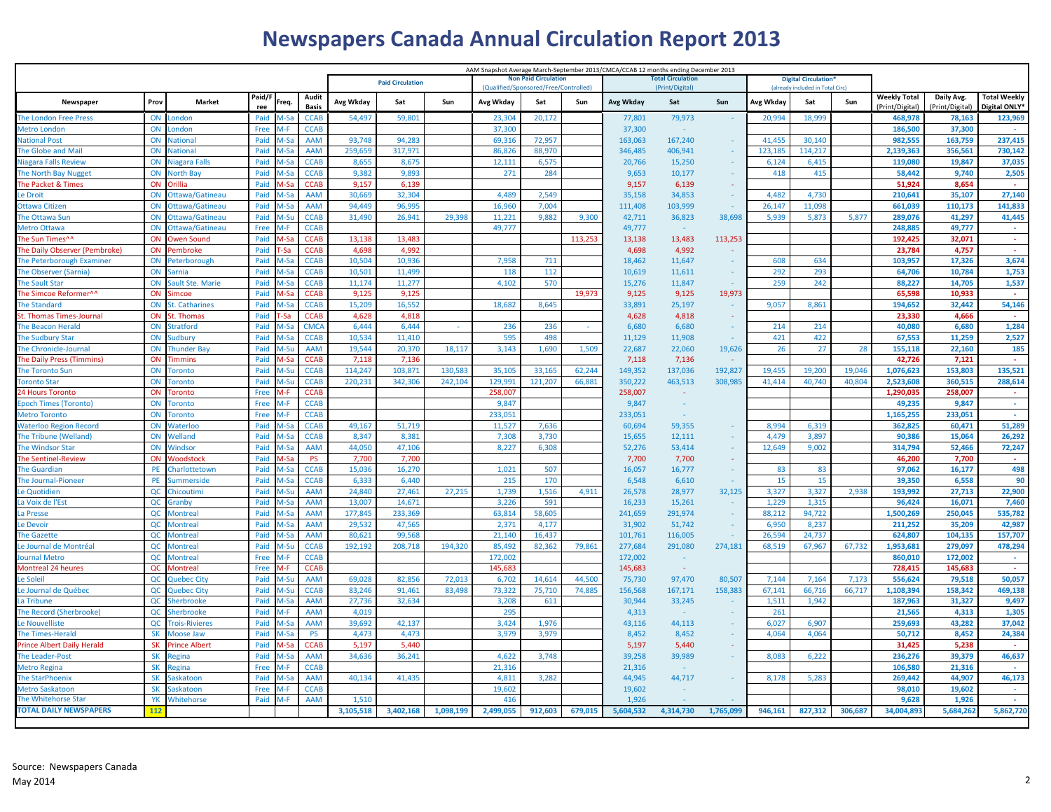# Newspapers Canada Annual Circulation Report 2013

AAM Snapshot Average March-September 2013/CMCA/CCAB 12 months ending December 2013

| Newspaper | Prov | Market | Paid/Free | Freq. | Audit Basis | Paid Circulation | | | Non Paid Circulation (Qualified/Sponsored/Free/Controlled) | | | Total Circulation (Print/Digital) | | | Digital Circulation* (already included in Total Circ) | | | Weekly Total (Print/Digital) | Daily Avg. (Print/Digital) | Total Weekly Digital ONLY* |
|---|---|---|---|---|---|---|---|---|---|---|---|---|---|---|---|---|---|---|---|---|
| | | | | | | Avg Wkday | Sat | Sun | Avg Wkday | Sat | Sun | Avg Wkday | Sat | Sun | Avg Wkday | Sat | Sun | | | |
| The London Free Press | ON | London | Paid | M-Sa | CCAB | 54,497 | 59,801 | | 23,304 | 20,172 | | 77,801 | 79,973 | - | 20,994 | 18,999 | | 468,978 | 78,163 | 123,969 |
| Metro London | ON | London | Free | M-F | CCAB | | | | 37,300 | | | 37,300 | - | | | | | 186,500 | 37,300 | - |
| National Post | ON | National | Paid | M-Sa | AAM | 93,748 | 94,283 | | 69,316 | 72,957 | | 163,063 | 167,240 | - | 41,455 | 30,140 | | 982,555 | 163,759 | 237,415 |
| The Globe and Mail | ON | National | Paid | M-Sa | AAM | 259,659 | 317,971 | | 86,826 | 88,970 | | 346,485 | 406,941 | - | 123,185 | 114,217 | | 2,139,363 | 356,561 | 730,142 |
| Niagara Falls Review | ON | Niagara Falls | Paid | M-Sa | CCAB | 8,655 | 8,675 | | 12,111 | 6,575 | | 20,766 | 15,250 | - | 6,124 | 6,415 | | 119,080 | 19,847 | 37,035 |
| The North Bay Nugget | ON | North Bay | Paid | M-Sa | CCAB | 9,382 | 9,893 | | 271 | 284 | | 9,653 | 10,177 | - | 418 | 415 | | 58,442 | 9,740 | 2,505 |
| The Packet & Times | ON | Orillia | Paid | M-Sa | CCAB | 9,157 | 6,139 | | | | | 9,157 | 6,139 | - | | | | 51,924 | 8,654 | - |
| Le Droit | ON | Ottawa/Gatineau | Paid | M-Sa | AAM | 30,669 | 32,304 | | 4,489 | 2,549 | | 35,158 | 34,853 | - | 4,482 | 4,730 | | 210,641 | 35,107 | 27,140 |
| Ottawa Citizen | ON | Ottawa/Gatineau | Paid | M-Sa | AAM | 94,449 | 96,995 | | 16,960 | 7,004 | | 111,408 | 103,999 | - | 26,147 | 11,098 | | 661,039 | 110,173 | 141,833 |
| The Ottawa Sun | ON | Ottawa/Gatineau | Paid | M-Su | CCAB | 31,490 | 26,941 | 29,398 | 11,221 | 9,882 | 9,300 | 42,711 | 36,823 | 38,698 | 5,939 | 5,873 | 5,877 | 289,076 | 41,297 | 41,445 |
| Metro Ottawa | ON | Ottawa/Gatineau | Free | M-F | CCAB | | | | 49,777 | | | 49,777 | - | | | | | 248,885 | 49,777 | - |
| The Sun Times^^ | ON | Owen Sound | Paid | M-Sa | CCAB | 13,138 | 13,483 | | | | 113,253 | 13,138 | 13,483 | 113,253 | | | | 192,425 | 32,071 | - |
| The Daily Observer (Pembroke) | ON | Pembroke | Paid | T-Sa | CCAB | 4,698 | 4,992 | | | | | 4,698 | 4,992 | - | | | | 23,784 | 4,757 | - |
| The Peterborough Examiner | ON | Peterborough | Paid | M-Sa | CCAB | 10,504 | 10,936 | | 7,958 | 711 | | 18,462 | 11,647 | - | 608 | 634 | | 103,957 | 17,326 | 3,674 |
| The Observer (Sarnia) | ON | Sarnia | Paid | M-Sa | CCAB | 10,501 | 11,499 | | 118 | 112 | | 10,619 | 11,611 | - | 292 | 293 | | 64,706 | 10,784 | 1,753 |
| The Sault Star | ON | Sault Ste. Marie | Paid | M-Sa | CCAB | 11,174 | 11,277 | | 4,102 | 570 | | 15,276 | 11,847 | - | 259 | 242 | | 88,227 | 14,705 | 1,537 |
| The Simcoe Reformer^^ | ON | Simcoe | Paid | M-Sa | CCAB | 9,125 | 9,125 | | | | 19,973 | 9,125 | 9,125 | 19,973 | | | | 65,598 | 10,933 | - |
| The Standard | ON | St. Catharines | Paid | M-Sa | CCAB | 15,209 | 16,552 | | 18,682 | 8,645 | | 33,891 | 25,197 | - | 9,057 | 8,861 | | 194,652 | 32,442 | 54,146 |
| St. Thomas Times-Journal | ON | St. Thomas | Paid | T-Sa | CCAB | 4,628 | 4,818 | | | | | 4,628 | 4,818 | - | | | | 23,330 | 4,666 | - |
| The Beacon Herald | ON | Stratford | Paid | M-Sa | CMCA | 6,444 | 6,444 | - | 236 | 236 | - | 6,680 | 6,680 | - | 214 | 214 | | 40,080 | 6,680 | 1,284 |
| The Sudbury Star | ON | Sudbury | Paid | M-Sa | CCAB | 10,534 | 11,410 | | 595 | 498 | | 11,129 | 11,908 | - | 421 | 422 | | 67,553 | 11,259 | 2,527 |
| The Chronicle-Journal | ON | Thunder Bay | Paid | M-Su | AAM | 19,544 | 20,370 | 18,117 | 3,143 | 1,690 | 1,509 | 22,687 | 22,060 | 19,626 | 26 | 27 | 28 | 155,118 | 22,160 | 185 |
| The Daily Press (Timmins) | ON | Timmins | Paid | M-Sa | CCAB | 7,118 | 7,136 | | | | | 7,118 | 7,136 | - | | | | 42,726 | 7,121 | - |
| The Toronto Sun | ON | Toronto | Paid | M-Su | CCAB | 114,247 | 103,871 | 130,583 | 35,105 | 33,165 | 62,244 | 149,352 | 137,036 | 192,827 | 19,455 | 19,200 | 19,046 | 1,076,623 | 153,803 | 135,521 |
| Toronto Star | ON | Toronto | Paid | M-Su | CCAB | 220,231 | 342,306 | 242,104 | 129,991 | 121,207 | 66,881 | 350,222 | 463,513 | 308,985 | 41,414 | 40,740 | 40,804 | 2,523,608 | 360,515 | 288,614 |
| 24 Hours Toronto | ON | Toronto | Free | M-F | CCAB | | | | 258,007 | | | 258,007 | - | | | | | 1,290,035 | 258,007 | - |
| Epoch Times (Toronto) | ON | Toronto | Free | M-F | CCAB | | | | 9,847 | | | 9,847 | - | | | | | 49,235 | 9,847 | - |
| Metro Toronto | ON | Toronto | Free | M-F | CCAB | | | | 233,051 | | | 233,051 | - | | | | | 1,165,255 | 233,051 | - |
| Waterloo Region Record | ON | Waterloo | Paid | M-Sa | CCAB | 49,167 | 51,719 | | 11,527 | 7,636 | | 60,694 | 59,355 | - | 8,994 | 6,319 | | 362,825 | 60,471 | 51,289 |
| The Tribune (Welland) | ON | Welland | Paid | M-Sa | CCAB | 8,347 | 8,381 | | 7,308 | 3,730 | | 15,655 | 12,111 | - | 4,479 | 3,897 | | 90,386 | 15,064 | 26,292 |
| The Windsor Star | ON | Windsor | Paid | M-Sa | AAM | 44,050 | 47,106 | | 8,227 | 6,308 | | 52,276 | 53,414 | - | 12,649 | 9,002 | | 314,794 | 52,466 | 72,247 |
| The Sentinel-Review | ON | Woodstock | Paid | M-Sa | PS | 7,700 | 7,700 | | | | | 7,700 | 7,700 | - | | | | 46,200 | 7,700 | - |
| The Guardian | PE | Charlottetown | Paid | M-Sa | CCAB | 15,036 | 16,270 | | 1,021 | 507 | | 16,057 | 16,777 | - | 83 | 83 | | 97,062 | 16,177 | 498 |
| The Journal-Pioneer | PE | Summerside | Paid | M-Sa | CCAB | 6,333 | 6,440 | | 215 | 170 | | 6,548 | 6,610 | - | 15 | 15 | | 39,350 | 6,558 | 90 |
| Le Quotidien | QC | Chicoutimi | Paid | M-Su | AAM | 24,840 | 27,461 | 27,215 | 1,739 | 1,516 | 4,911 | 26,578 | 28,977 | 32,125 | 3,327 | 3,327 | 2,938 | 193,992 | 27,713 | 22,900 |
| La Voix de l'Est | QC | Granby | Paid | M-Sa | AAM | 13,007 | 14,671 | | 3,226 | 591 | | 16,233 | 15,261 | - | 1,229 | 1,315 | | 96,424 | 16,071 | 7,460 |
| La Presse | QC | Montreal | Paid | M-Sa | AAM | 177,845 | 233,369 | | 63,814 | 58,605 | | 241,659 | 291,974 | - | 88,212 | 94,722 | | 1,500,269 | 250,045 | 535,782 |
| Le Devoir | QC | Montreal | Paid | M-Sa | AAM | 29,532 | 47,565 | | 2,371 | 4,177 | | 31,902 | 51,742 | - | 6,950 | 8,237 | | 211,252 | 35,209 | 42,987 |
| The Gazette | QC | Montreal | Paid | M-Sa | AAM | 80,621 | 99,568 | | 21,140 | 16,437 | | 101,761 | 116,005 | - | 26,594 | 24,737 | | 624,807 | 104,135 | 157,707 |
| Le Journal de Montréal | QC | Montreal | Paid | M-Su | CCAB | 192,192 | 208,718 | 194,320 | 85,492 | 82,362 | 79,861 | 277,684 | 291,080 | 274,181 | 68,519 | 67,967 | 67,732 | 1,953,681 | 279,097 | 478,294 |
| Journal Metro | QC | Montreal | Free | M-F | CCAB | | | | 172,002 | | | 172,002 | - | | | | | 860,010 | 172,002 | - |
| Montreal 24 heures | QC | Montreal | Free | M-F | CCAB | | | | 145,683 | | | 145,683 | - | | | | | 728,415 | 145,683 | - |
| Le Soleil | QC | Quebec City | Paid | M-Su | AAM | 69,028 | 82,856 | 72,013 | 6,702 | 14,614 | 44,500 | 75,730 | 97,470 | 80,507 | 7,144 | 7,164 | 7,173 | 556,624 | 79,518 | 50,057 |
| Le Journal de Québec | QC | Quebec City | Paid | M-Su | CCAB | 83,246 | 91,461 | 83,498 | 73,322 | 75,710 | 74,885 | 156,568 | 167,171 | 158,383 | 67,141 | 66,716 | 66,717 | 1,108,394 | 158,342 | 469,138 |
| La Tribune | QC | Sherbrooke | Paid | M-Sa | AAM | 27,736 | 32,634 | | 3,208 | 611 | | 30,944 | 33,245 | - | 1,511 | 1,942 | | 187,963 | 31,327 | 9,497 |
| The Record (Sherbrooke) | QC | Sherbrooke | Paid | M-F | AAM | 4,019 | | | 295 | | | 4,313 | - | - | 261 | | | 21,565 | 4,313 | 1,305 |
| Le Nouvelliste | QC | Trois-Rivieres | Paid | M-Sa | AAM | 39,692 | 42,137 | | 3,424 | 1,976 | | 43,116 | 44,113 | - | 6,027 | 6,907 | | 259,693 | 43,282 | 37,042 |
| The Times-Herald | SK | Moose Jaw | Paid | M-Sa | PS | 4,473 | 4,473 | | 3,979 | 3,979 | | 8,452 | 8,452 | - | 4,064 | 4,064 | | 50,712 | 8,452 | 24,384 |
| Prince Albert Daily Herald | SK | Prince Albert | Paid | M-Sa | CCAB | 5,197 | 5,440 | | | | | 5,197 | 5,440 | - | | | | 31,425 | 5,238 | - |
| The Leader-Post | SK | Regina | Paid | M-Sa | AAM | 34,636 | 36,241 | | 4,622 | 3,748 | | 39,258 | 39,989 | - | 8,083 | 6,222 | | 236,276 | 39,379 | 46,637 |
| Metro Regina | SK | Regina | Free | M-F | CCAB | | | | 21,316 | | | 21,316 | - | | | | | 106,580 | 21,316 | - |
| The StarPhoenix | SK | Saskatoon | Paid | M-Sa | AAM | 40,134 | 41,435 | | 4,811 | 3,282 | | 44,945 | 44,717 | - | 8,178 | 5,283 | | 269,442 | 44,907 | 46,173 |
| Metro Saskatoon | SK | Saskatoon | Free | M-F | CCAB | | | | 19,602 | | | 19,602 | - | | | | | 98,010 | 19,602 | - |
| The Whitehorse Star | YK | Whitehorse | Paid | M-F | AAM | 1,510 | | | 416 | | | 1,926 | - | - | | | | 9,628 | 1,926 | - |
| **TOTAL DAILY NEWSPAPERS** | **112** | | | | | **3,105,518** | **3,402,168** | **1,098,199** | **2,499,055** | **912,603** | **679,015** | **5,604,532** | **4,314,730** | **1,765,099** | **946,161** | **827,312** | **306,687** | **34,004,893** | **5,684,262** | **5,862,720** |

Source: Newspapers Canada
May 2014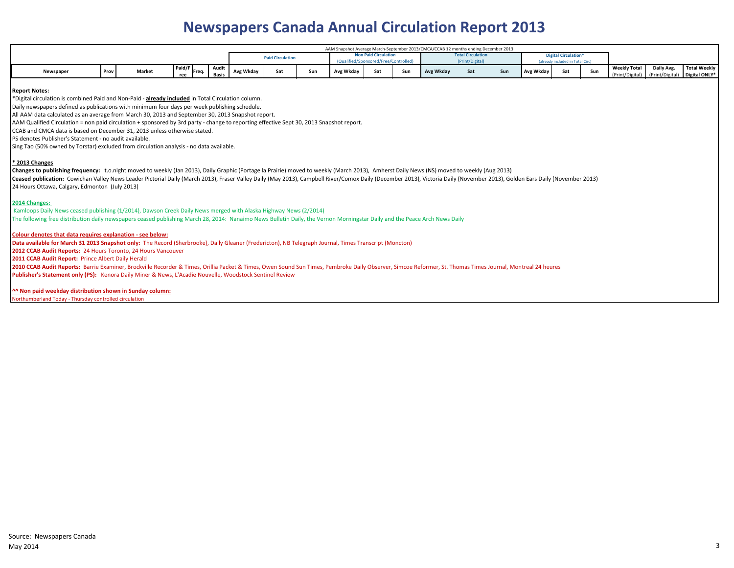# Newspapers Canada Annual Circulation Report 2013

| | | | | | | AAM Snapshot Average March-September 2013/CMCA/CCAB 12 months ending December 2013 | | | | | | | | | | | | | | |
|---|---|---|---|---|---|---|---|---|---|---|---|---|---|---|---|---|---|---|---|---|
| | | | | | | Paid Circulation | | | Non Paid Circulation (Qualified/Sponsored/Free/Controlled) | | | Total Circulation (Print/Digital) | | | Digital Circulation* (already included in Total Circ) | | | | | |
| Newspaper | Prov | Market | Paid/Free | Freq. | Audit Basis | Avg Wkday | Sat | Sun | Avg Wkday | Sat | Sun | Avg Wkday | Sat | Sun | Avg Wkday | Sat | Sun | Weekly Total (Print/Digital) | Daily Avg. (Print/Digital) | Total Weekly Digital ONLY* |

**Report Notes:**

*Digital circulation is combined Paid and Non-Paid - **already included** in Total Circulation column.

Daily newspapers defined as publications with minimum four days per week publishing schedule.

All AAM data calculated as an average from March 30, 2013 and September 30, 2013 Snapshot report.

AAM Qualified Circulation = non paid circulation + sponsored by 3rd party - change to reporting effective Sept 30, 2013 Snapshot report.

CCAB and CMCA data is based on December 31, 2013 unless otherwise stated.

PS denotes Publisher's Statement - no audit available.

Sing Tao (50% owned by Torstar) excluded from circulation analysis - no data available.

**\* 2013 Changes**

**Changes to publishing frequency:** t.o.night moved to weekly (Jan 2013), Daily Graphic (Portage la Prairie) moved to weekly (March 2013), Amherst Daily News (NS) moved to weekly (Aug 2013)

**Ceased publication:** Cowichan Valley News Leader Pictorial Daily (March 2013), Fraser Valley Daily (May 2013), Campbell River/Comox Daily (December 2013), Victoria Daily (November 2013), Golden Ears Daily (November 2013)
24 Hours Ottawa, Calgary, Edmonton (July 2013)

**2014 Changes:**

Kamloops Daily News ceased publishing (1/2014), Dawson Creek Daily News merged with Alaska Highway News (2/2014)

The following free distribution daily newspapers ceased publishing March 28, 2014: Nanaimo News Bulletin Daily, the Vernon Morningstar Daily and the Peace Arch News Daily

**Colour denotes that data requires explanation - see below:**

**Data available for March 31 2013 Snapshot only:** The Record (Sherbrooke), Daily Gleaner (Fredericton), NB Telegraph Journal, Times Transcript (Moncton)

**2012 CCAB Audit Reports:** 24 Hours Toronto, 24 Hours Vancouver

**2011 CCAB Audit Report:** Prince Albert Daily Herald

**2010 CCAB Audit Reports:** Barrie Examiner, Brockville Recorder & Times, Orillia Packet & Times, Owen Sound Sun Times, Pembroke Daily Observer, Simcoe Reformer, St. Thomas Times Journal, Montreal 24 heures

**Publisher's Statement only (PS):** Kenora Daily Miner & News, L'Acadie Nouvelle, Woodstock Sentinel Review

**^^ Non paid weekday distribution shown in Sunday column:**

Northumberland Today - Thursday controlled circulation

Source: Newspapers Canada
May 2014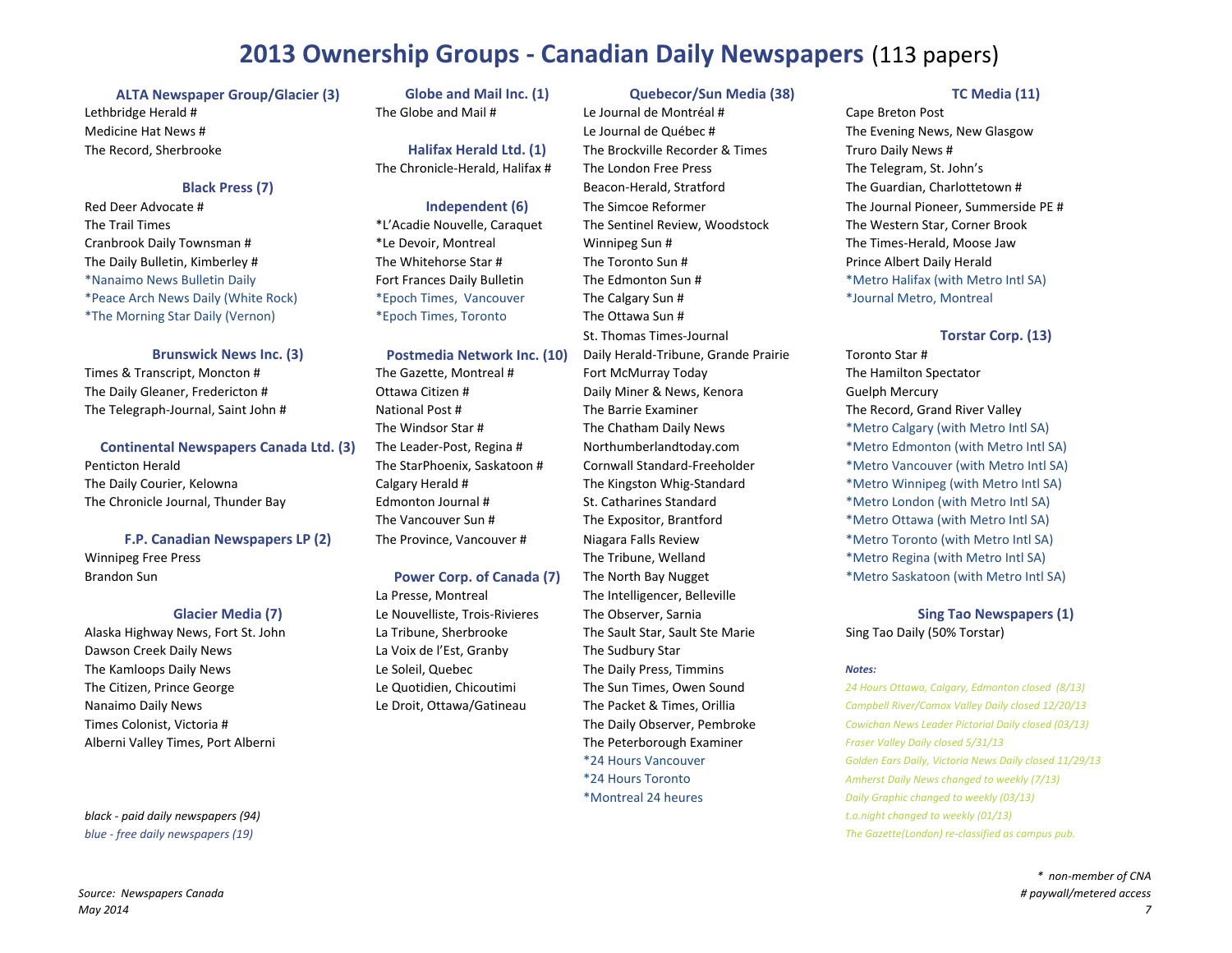# 2013 Ownership Groups - Canadian Daily Newspapers (113 papers)

### ALTA Newspaper Group/Glacier (3)

Lethbridge Herald #
Medicine Hat News #
The Record, Sherbrooke

### Black Press (7)

Red Deer Advocate #
The Trail Times
Cranbrook Daily Townsman #
The Daily Bulletin, Kimberley #
*Nanaimo News Bulletin Daily
*Peace Arch News Daily (White Rock)
*The Morning Star Daily (Vernon)

### Brunswick News Inc. (3)

Times & Transcript, Moncton #
The Daily Gleaner, Fredericton #
The Telegraph-Journal, Saint John #

### Continental Newspapers Canada Ltd. (3)

Penticton Herald
The Daily Courier, Kelowna
The Chronicle Journal, Thunder Bay

### F.P. Canadian Newspapers LP (2)

Winnipeg Free Press
Brandon Sun

### Glacier Media (7)

Alaska Highway News, Fort St. John
Dawson Creek Daily News
The Kamloops Daily News
The Citizen, Prince George
Nanaimo Daily News
Times Colonist, Victoria #
Alberni Valley Times, Port Alberni

*black - paid daily newspapers (94)*
*blue - free daily newspapers (19)*

### Globe and Mail Inc. (1)

The Globe and Mail #

### Halifax Herald Ltd. (1)

The Chronicle-Herald, Halifax #

### Independent (6)

*L'Acadie Nouvelle, Caraquet
*Le Devoir, Montreal
The Whitehorse Star #
Fort Frances Daily Bulletin
*Epoch Times, Vancouver
*Epoch Times, Toronto

### Postmedia Network Inc. (10)

The Gazette, Montreal #
Ottawa Citizen #
National Post #
The Windsor Star #
The Leader-Post, Regina #
The StarPhoenix, Saskatoon #
Calgary Herald #
Edmonton Journal #
The Vancouver Sun #
The Province, Vancouver #

### Power Corp. of Canada (7)

La Presse, Montreal
Le Nouvelliste, Trois-Rivieres
La Tribune, Sherbrooke
La Voix de l'Est, Granby
Le Soleil, Quebec
Le Quotidien, Chicoutimi
Le Droit, Ottawa/Gatineau

### Quebecor/Sun Media (38)

Le Journal de Montréal #
Le Journal de Québec #
The Brockville Recorder & Times
The London Free Press
Beacon-Herald, Stratford
The Simcoe Reformer
The Sentinel Review, Woodstock
Winnipeg Sun #
The Toronto Sun #
The Edmonton Sun #
The Calgary Sun #
The Ottawa Sun #
St. Thomas Times-Journal
Daily Herald-Tribune, Grande Prairie
Fort McMurray Today
Daily Miner & News, Kenora
The Barrie Examiner
The Chatham Daily News
Northumberlandtoday.com
Cornwall Standard-Freeholder
The Kingston Whig-Standard
St. Catharines Standard
The Expositor, Brantford
Niagara Falls Review
The Tribune, Welland
The North Bay Nugget
The Intelligencer, Belleville
The Observer, Sarnia
The Sault Star, Sault Ste Marie
The Sudbury Star
The Daily Press, Timmins
The Sun Times, Owen Sound
The Packet & Times, Orillia
The Daily Observer, Pembroke
The Peterborough Examiner
*24 Hours Vancouver
*24 Hours Toronto
*Montreal 24 heures

### TC Media (11)

Cape Breton Post
The Evening News, New Glasgow
Truro Daily News #
The Telegram, St. John's
The Guardian, Charlottetown #
The Journal Pioneer, Summerside PE #
The Western Star, Corner Brook
The Times-Herald, Moose Jaw
Prince Albert Daily Herald
*Metro Halifax (with Metro Intl SA)
*Journal Metro, Montreal

### Torstar Corp. (13)

Toronto Star #
The Hamilton Spectator
Guelph Mercury
The Record, Grand River Valley
*Metro Calgary (with Metro Intl SA)
*Metro Edmonton (with Metro Intl SA)
*Metro Vancouver (with Metro Intl SA)
*Metro Winnipeg (with Metro Intl SA)
*Metro London (with Metro Intl SA)
*Metro Ottawa (with Metro Intl SA)
*Metro Toronto (with Metro Intl SA)
*Metro Regina (with Metro Intl SA)
*Metro Saskatoon (with Metro Intl SA)

### Sing Tao Newspapers (1)

Sing Tao Daily (50% Torstar)

*Notes:*

*24 Hours Ottawa, Calgary, Edmonton closed (8/13)*
*Campbell River/Comox Valley Daily closed 12/20/13*
*Cowichan News Leader Pictorial Daily closed (03/13)*
*Fraser Valley Daily closed 5/31/13*
*Golden Ears Daily, Victoria News Daily closed 11/29/13*
*Amherst Daily News changed to weekly (7/13)*
*Daily Graphic changed to weekly (03/13)*
*t.o.night changed to weekly (01/13)*
*The Gazette(London) re-classified as campus pub.*

*\* non-member of CNA*
*# paywall/metered access*

*Source: Newspapers Canada*
*May 2014*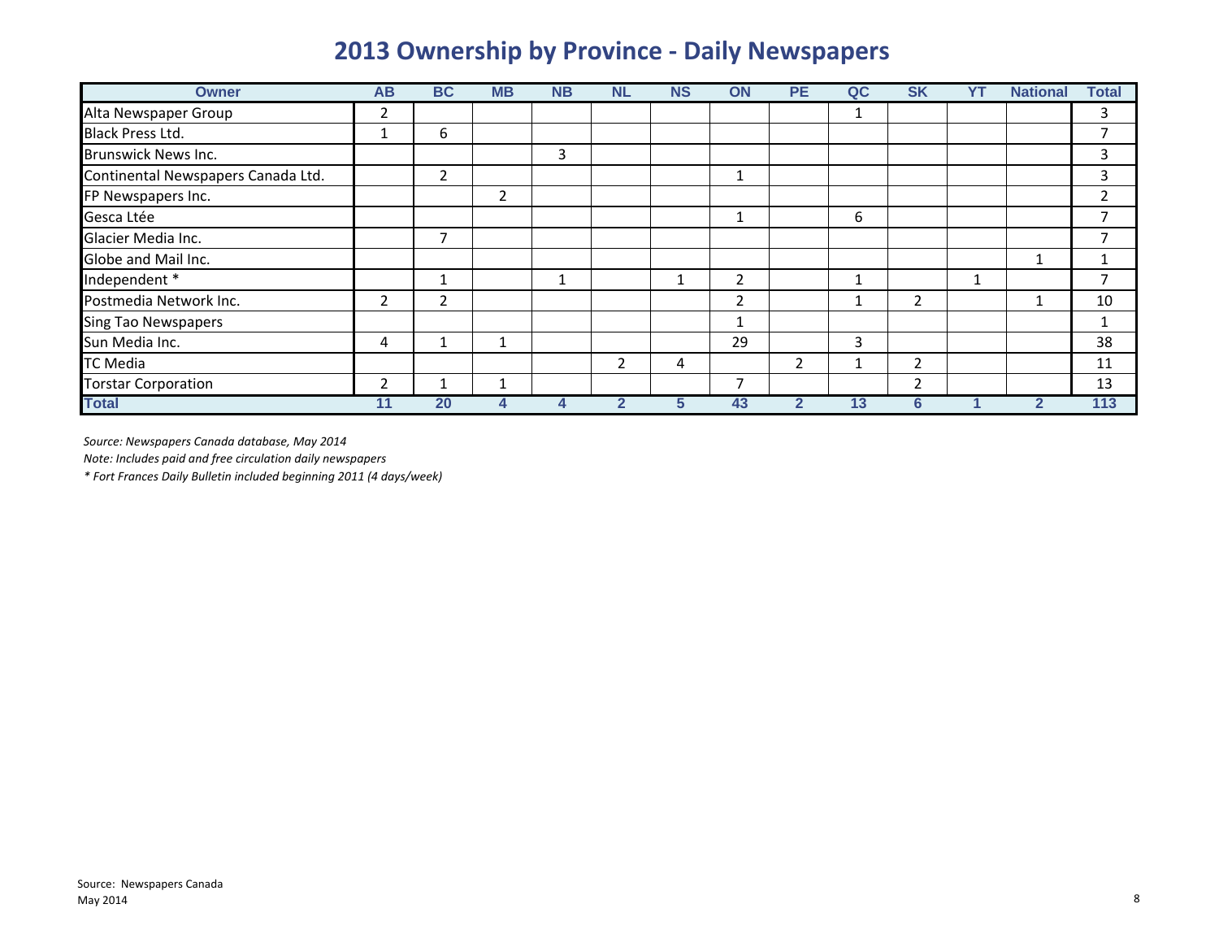# 2013 Ownership by Province - Daily Newspapers

| Owner | AB | BC | MB | NB | NL | NS | ON | PE | QC | SK | YT | National | Total |
|---|---|---|---|---|---|---|---|---|---|---|---|---|---|
| Alta Newspaper Group | 2 | | | | | | | | 1 | | | | 3 |
| Black Press Ltd. | 1 | 6 | | | | | | | | | | | 7 |
| Brunswick News Inc. | | | | 3 | | | | | | | | | 3 |
| Continental Newspapers Canada Ltd. | | 2 | | | | | 1 | | | | | | 3 |
| FP Newspapers Inc. | | | 2 | | | | | | | | | | 2 |
| Gesca Ltée | | | | | | | 1 | | 6 | | | | 7 |
| Glacier Media Inc. | | 7 | | | | | | | | | | | 7 |
| Globe and Mail Inc. | | | | | | | | | | | | 1 | 1 |
| Independent * | | 1 | | 1 | | 1 | 2 | | 1 | | 1 | | 7 |
| Postmedia Network Inc. | 2 | 2 | | | | | 2 | | 1 | 2 | | 1 | 10 |
| Sing Tao Newspapers | | | | | | | 1 | | | | | | 1 |
| Sun Media Inc. | 4 | 1 | 1 | | | | 29 | | 3 | | | | 38 |
| TC Media | | | | | 2 | 4 | | 2 | 1 | 2 | | | 11 |
| Torstar Corporation | 2 | 1 | 1 | | | | 7 | | | 2 | | | 13 |
| **Total** | **11** | **20** | **4** | **4** | **2** | **5** | **43** | **2** | **13** | **6** | **1** | **2** | **113** |

*Source: Newspapers Canada database, May 2014*

*Note: Includes paid and free circulation daily newspapers*

*\* Fort Frances Daily Bulletin included beginning 2011 (4 days/week)*

Source: Newspapers Canada
May 2014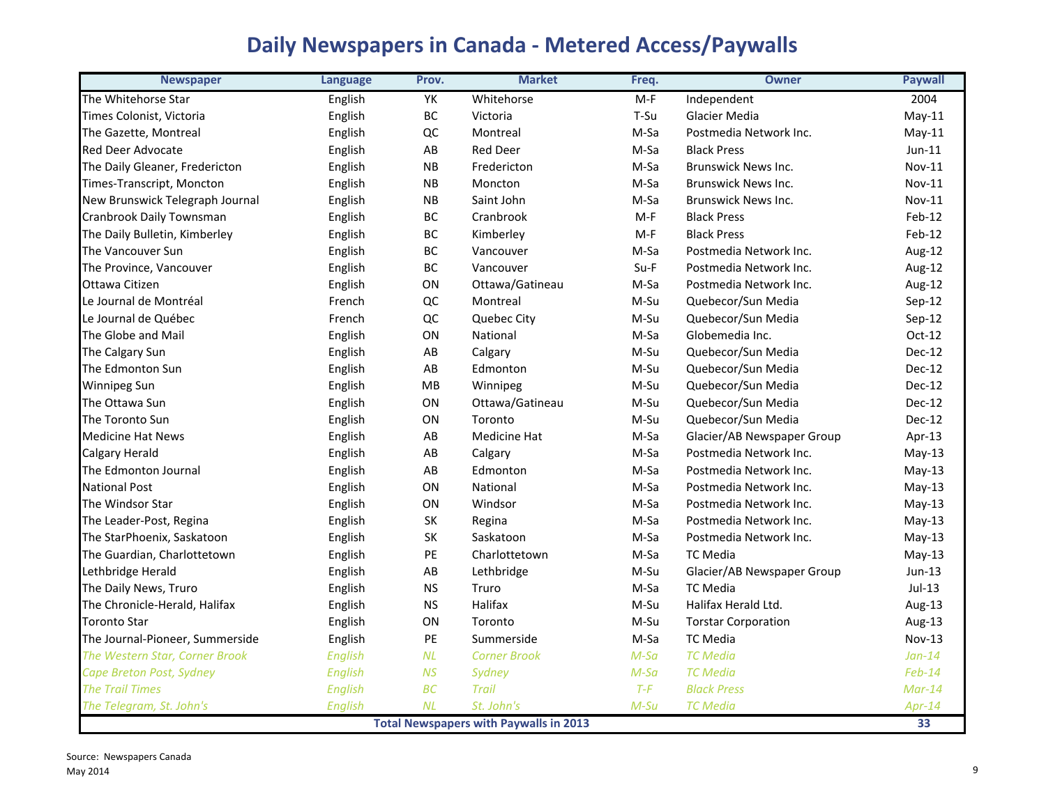# Daily Newspapers in Canada - Metered Access/Paywalls

| Newspaper | Language | Prov. | Market | Freq. | Owner | Paywall |
|---|---|---|---|---|---|---|
| The Whitehorse Star | English | YK | Whitehorse | M-F | Independent | 2004 |
| Times Colonist, Victoria | English | BC | Victoria | T-Su | Glacier Media | May-11 |
| The Gazette, Montreal | English | QC | Montreal | M-Sa | Postmedia Network Inc. | May-11 |
| Red Deer Advocate | English | AB | Red Deer | M-Sa | Black Press | Jun-11 |
| The Daily Gleaner, Fredericton | English | NB | Fredericton | M-Sa | Brunswick News Inc. | Nov-11 |
| Times-Transcript, Moncton | English | NB | Moncton | M-Sa | Brunswick News Inc. | Nov-11 |
| New Brunswick Telegraph Journal | English | NB | Saint John | M-Sa | Brunswick News Inc. | Nov-11 |
| Cranbrook Daily Townsman | English | BC | Cranbrook | M-F | Black Press | Feb-12 |
| The Daily Bulletin, Kimberley | English | BC | Kimberley | M-F | Black Press | Feb-12 |
| The Vancouver Sun | English | BC | Vancouver | M-Sa | Postmedia Network Inc. | Aug-12 |
| The Province, Vancouver | English | BC | Vancouver | Su-F | Postmedia Network Inc. | Aug-12 |
| Ottawa Citizen | English | ON | Ottawa/Gatineau | M-Sa | Postmedia Network Inc. | Aug-12 |
| Le Journal de Montréal | French | QC | Montreal | M-Su | Quebecor/Sun Media | Sep-12 |
| Le Journal de Québec | French | QC | Quebec City | M-Su | Quebecor/Sun Media | Sep-12 |
| The Globe and Mail | English | ON | National | M-Sa | Globemedia Inc. | Oct-12 |
| The Calgary Sun | English | AB | Calgary | M-Su | Quebecor/Sun Media | Dec-12 |
| The Edmonton Sun | English | AB | Edmonton | M-Su | Quebecor/Sun Media | Dec-12 |
| Winnipeg Sun | English | MB | Winnipeg | M-Su | Quebecor/Sun Media | Dec-12 |
| The Ottawa Sun | English | ON | Ottawa/Gatineau | M-Su | Quebecor/Sun Media | Dec-12 |
| The Toronto Sun | English | ON | Toronto | M-Su | Quebecor/Sun Media | Dec-12 |
| Medicine Hat News | English | AB | Medicine Hat | M-Sa | Glacier/AB Newspaper Group | Apr-13 |
| Calgary Herald | English | AB | Calgary | M-Sa | Postmedia Network Inc. | May-13 |
| The Edmonton Journal | English | AB | Edmonton | M-Sa | Postmedia Network Inc. | May-13 |
| National Post | English | ON | National | M-Sa | Postmedia Network Inc. | May-13 |
| The Windsor Star | English | ON | Windsor | M-Sa | Postmedia Network Inc. | May-13 |
| The Leader-Post, Regina | English | SK | Regina | M-Sa | Postmedia Network Inc. | May-13 |
| The StarPhoenix, Saskatoon | English | SK | Saskatoon | M-Sa | Postmedia Network Inc. | May-13 |
| The Guardian, Charlottetown | English | PE | Charlottetown | M-Sa | TC Media | May-13 |
| Lethbridge Herald | English | AB | Lethbridge | M-Su | Glacier/AB Newspaper Group | Jun-13 |
| The Daily News, Truro | English | NS | Truro | M-Sa | TC Media | Jul-13 |
| The Chronicle-Herald, Halifax | English | NS | Halifax | M-Su | Halifax Herald Ltd. | Aug-13 |
| Toronto Star | English | ON | Toronto | M-Su | Torstar Corporation | Aug-13 |
| The Journal-Pioneer, Summerside | English | PE | Summerside | M-Sa | TC Media | Nov-13 |
| *The Western Star, Corner Brook* | *English* | *NL* | *Corner Brook* | *M-Sa* | *TC Media* | *Jan-14* |
| *Cape Breton Post, Sydney* | *English* | *NS* | *Sydney* | *M-Sa* | *TC Media* | *Feb-14* |
| *The Trail Times* | *English* | *BC* | *Trail* | *T-F* | *Black Press* | *Mar-14* |
| *The Telegram, St. John's* | *English* | *NL* | *St. John's* | *M-Su* | *TC Media* | *Apr-14* |
| **Total Newspapers with Paywalls in 2013** | | | | | | **33** |

Source: Newspapers Canada

May 2014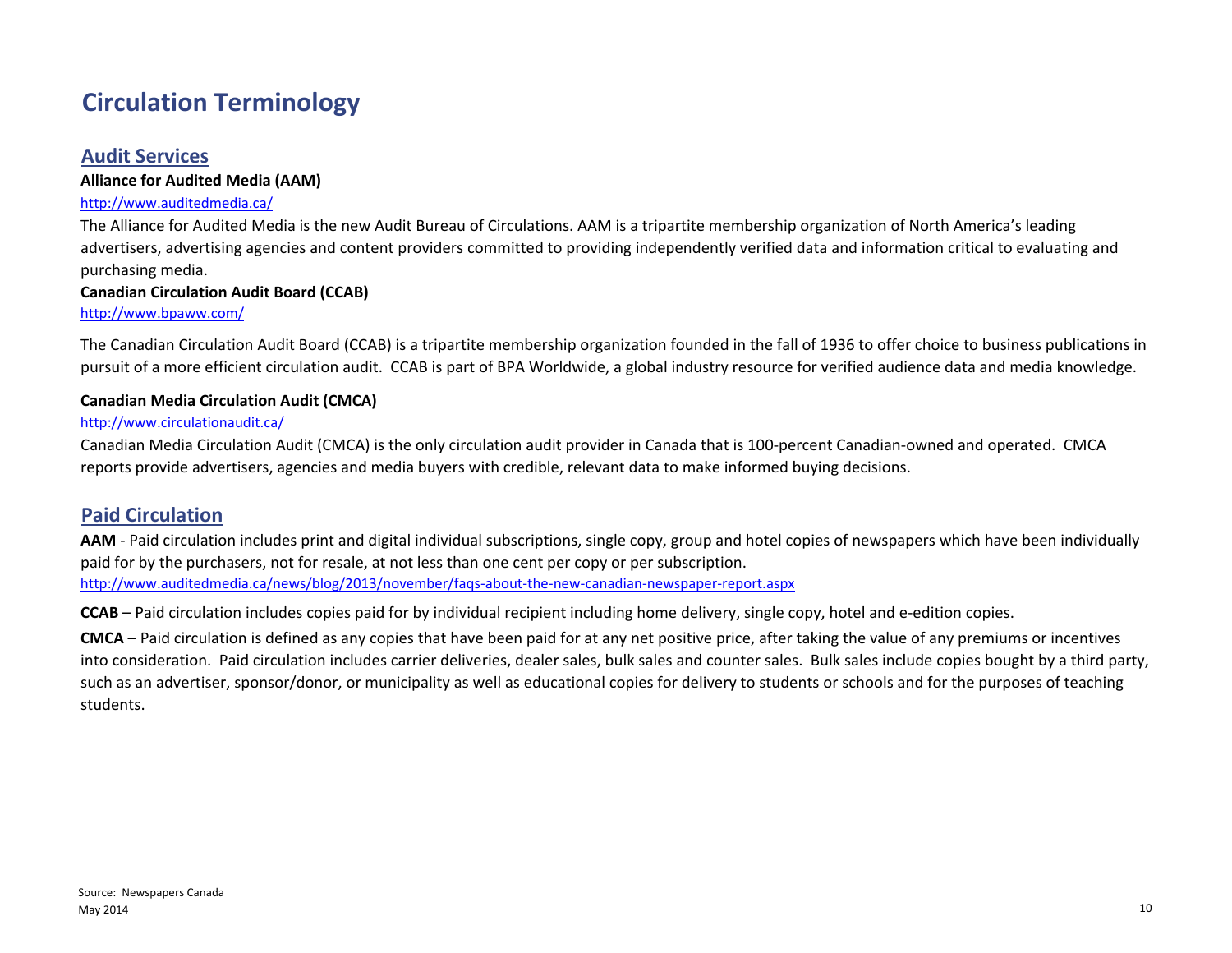# Circulation Terminology

## Audit Services

**Alliance for Audited Media (AAM)**

http://www.auditedmedia.ca/

The Alliance for Audited Media is the new Audit Bureau of Circulations. AAM is a tripartite membership organization of North America's leading advertisers, advertising agencies and content providers committed to providing independently verified data and information critical to evaluating and purchasing media.

**Canadian Circulation Audit Board (CCAB)**

http://www.bpaww.com/

The Canadian Circulation Audit Board (CCAB) is a tripartite membership organization founded in the fall of 1936 to offer choice to business publications in pursuit of a more efficient circulation audit. CCAB is part of BPA Worldwide, a global industry resource for verified audience data and media knowledge.

**Canadian Media Circulation Audit (CMCA)**

http://www.circulationaudit.ca/

Canadian Media Circulation Audit (CMCA) is the only circulation audit provider in Canada that is 100-percent Canadian-owned and operated. CMCA reports provide advertisers, agencies and media buyers with credible, relevant data to make informed buying decisions.

## Paid Circulation

**AAM** - Paid circulation includes print and digital individual subscriptions, single copy, group and hotel copies of newspapers which have been individually paid for by the purchasers, not for resale, at not less than one cent per copy or per subscription.
http://www.auditedmedia.ca/news/blog/2013/november/faqs-about-the-new-canadian-newspaper-report.aspx

**CCAB** – Paid circulation includes copies paid for by individual recipient including home delivery, single copy, hotel and e-edition copies.

**CMCA** – Paid circulation is defined as any copies that have been paid for at any net positive price, after taking the value of any premiums or incentives into consideration. Paid circulation includes carrier deliveries, dealer sales, bulk sales and counter sales. Bulk sales include copies bought by a third party, such as an advertiser, sponsor/donor, or municipality as well as educational copies for delivery to students or schools and for the purposes of teaching students.

Source: Newspapers Canada
May 2014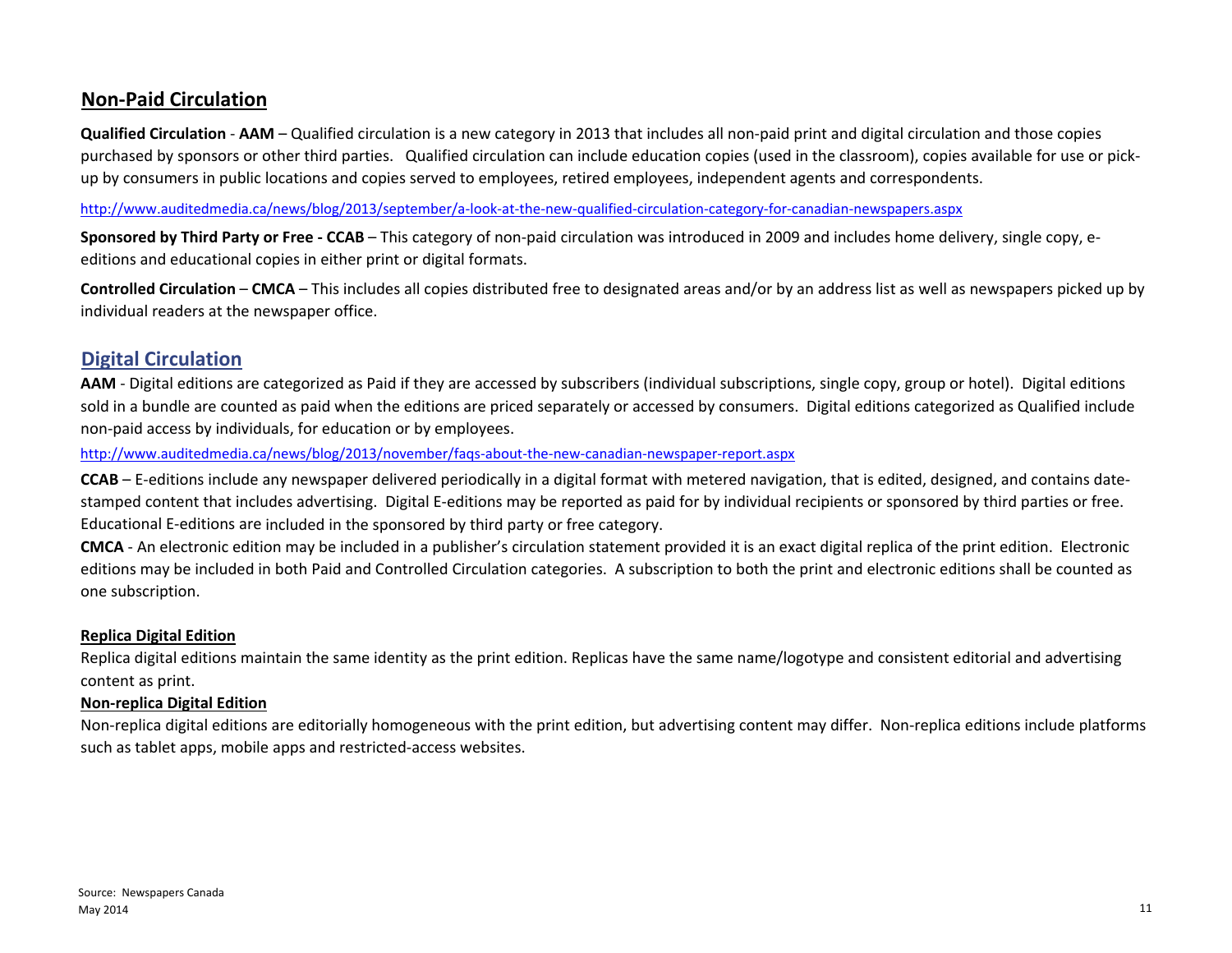## Non-Paid Circulation

**Qualified Circulation** - **AAM** – Qualified circulation is a new category in 2013 that includes all non-paid print and digital circulation and those copies purchased by sponsors or other third parties. Qualified circulation can include education copies (used in the classroom), copies available for use or pick-up by consumers in public locations and copies served to employees, retired employees, independent agents and correspondents.

http://www.auditedmedia.ca/news/blog/2013/september/a-look-at-the-new-qualified-circulation-category-for-canadian-newspapers.aspx

**Sponsored by Third Party or Free - CCAB** – This category of non-paid circulation was introduced in 2009 and includes home delivery, single copy, e-editions and educational copies in either print or digital formats.

**Controlled Circulation** – **CMCA** – This includes all copies distributed free to designated areas and/or by an address list as well as newspapers picked up by individual readers at the newspaper office.

## Digital Circulation

**AAM** - Digital editions are categorized as Paid if they are accessed by subscribers (individual subscriptions, single copy, group or hotel). Digital editions sold in a bundle are counted as paid when the editions are priced separately or accessed by consumers. Digital editions categorized as Qualified include non-paid access by individuals, for education or by employees.

http://www.auditedmedia.ca/news/blog/2013/november/faqs-about-the-new-canadian-newspaper-report.aspx

**CCAB** – E-editions include any newspaper delivered periodically in a digital format with metered navigation, that is edited, designed, and contains date-stamped content that includes advertising. Digital E-editions may be reported as paid for by individual recipients or sponsored by third parties or free. Educational E-editions are included in the sponsored by third party or free category.

**CMCA** - An electronic edition may be included in a publisher's circulation statement provided it is an exact digital replica of the print edition. Electronic editions may be included in both Paid and Controlled Circulation categories. A subscription to both the print and electronic editions shall be counted as one subscription.

### Replica Digital Edition

Replica digital editions maintain the same identity as the print edition. Replicas have the same name/logotype and consistent editorial and advertising content as print.

### Non-replica Digital Edition

Non-replica digital editions are editorially homogeneous with the print edition, but advertising content may differ. Non-replica editions include platforms such as tablet apps, mobile apps and restricted-access websites.

Source: Newspapers Canada
May 2014